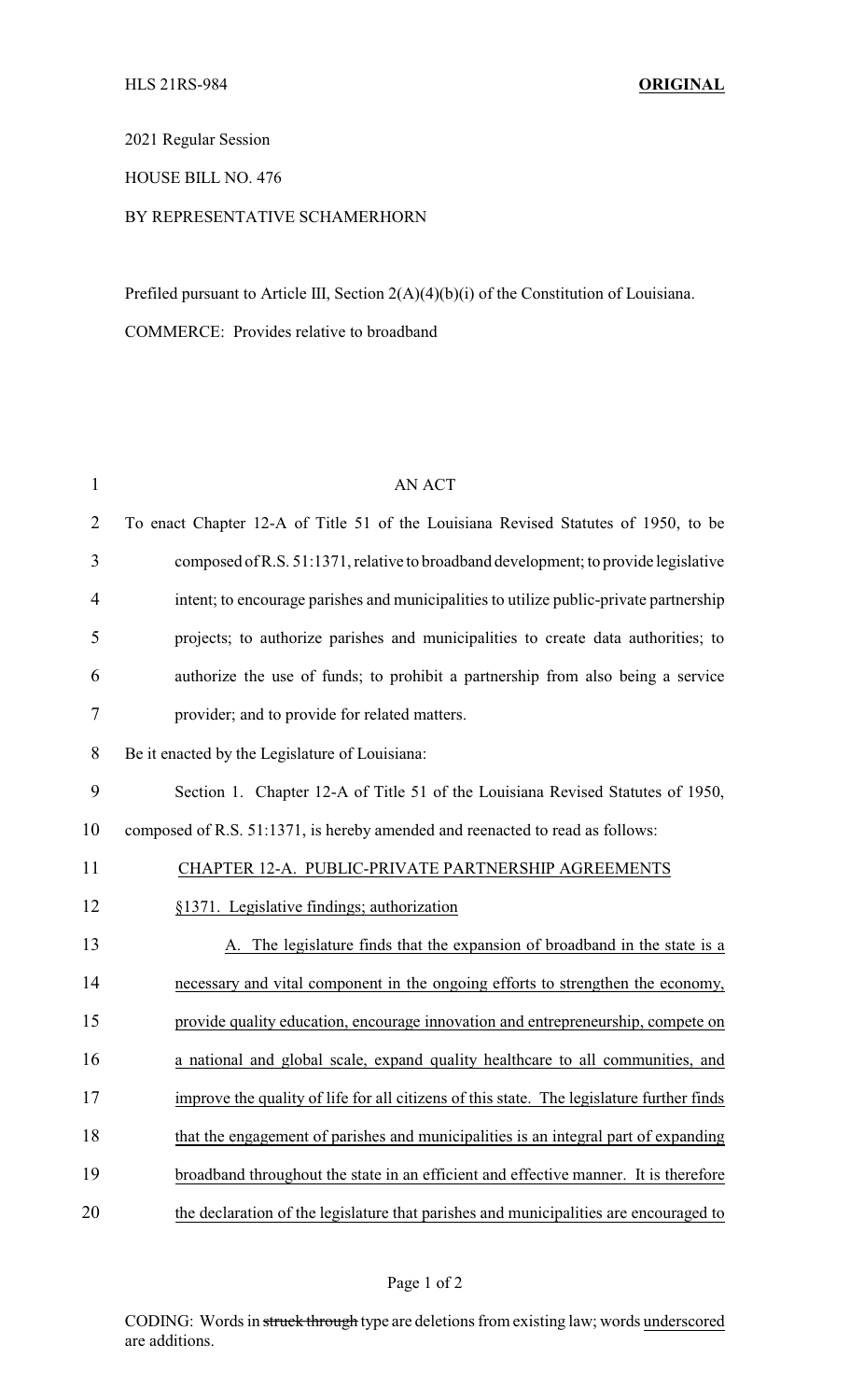HLS 21RS-984 **ORIGINAL**

2021 Regular Session

HOUSE BILL NO. 476

BY REPRESENTATIVE SCHAMERHORN

Prefiled pursuant to Article III, Section 2(A)(4)(b)(i) of the Constitution of Louisiana.

COMMERCE: Provides relative to broadband

AN ACT

To enact Chapter 12-A of Title 51 of the Louisiana Revised Statutes of 1950, to be composed of R.S. 51:1371, relative to broadband development; to provide legislative intent; to encourage parishes and municipalities to utilize public-private partnership projects; to authorize parishes and municipalities to create data authorities; to authorize the use of funds; to prohibit a partnership from also being a service provider; and to provide for related matters.

Be it enacted by the Legislature of Louisiana:

Section 1. Chapter 12-A of Title 51 of the Louisiana Revised Statutes of 1950, composed of R.S. 51:1371, is hereby amended and reenacted to read as follows:

CHAPTER 12-A. PUBLIC-PRIVATE PARTNERSHIP AGREEMENTS

§1371. Legislative findings; authorization

A. The legislature finds that the expansion of broadband in the state is a necessary and vital component in the ongoing efforts to strengthen the economy, provide quality education, encourage innovation and entrepreneurship, compete on a national and global scale, expand quality healthcare to all communities, and improve the quality of life for all citizens of this state. The legislature further finds that the engagement of parishes and municipalities is an integral part of expanding broadband throughout the state in an efficient and effective manner. It is therefore the declaration of the legislature that parishes and municipalities are encouraged to

CODING: Words in ~~struck through~~ type are deletions from existing law; words underscored are additions.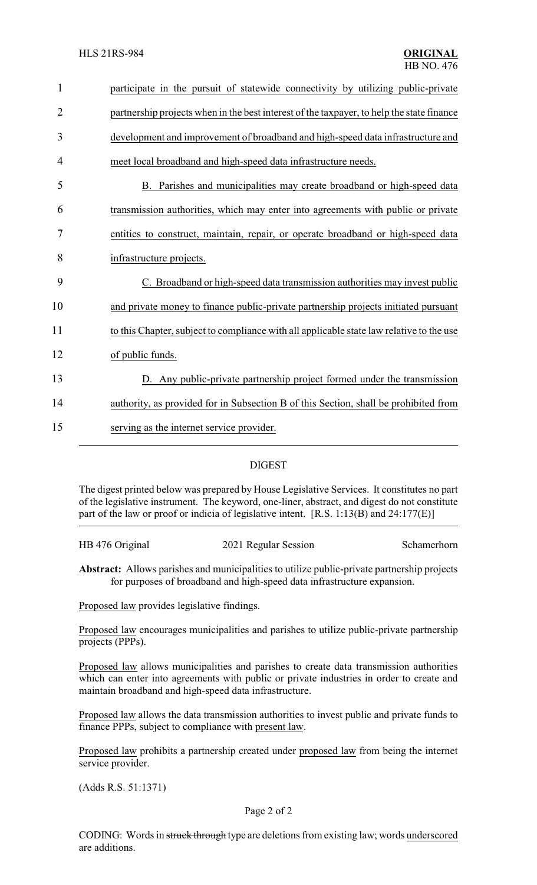participate in the pursuit of statewide connectivity by utilizing public-private partnership projects when in the best interest of the taxpayer, to help the state finance development and improvement of broadband and high-speed data infrastructure and meet local broadband and high-speed data infrastructure needs.

B. Parishes and municipalities may create broadband or high-speed data transmission authorities, which may enter into agreements with public or private entities to construct, maintain, repair, or operate broadband or high-speed data infrastructure projects.

C. Broadband or high-speed data transmission authorities may invest public and private money to finance public-private partnership projects initiated pursuant to this Chapter, subject to compliance with all applicable state law relative to the use of public funds.

D. Any public-private partnership project formed under the transmission authority, as provided for in Subsection B of this Section, shall be prohibited from serving as the internet service provider.

## DIGEST

The digest printed below was prepared by House Legislative Services. It constitutes no part of the legislative instrument. The keyword, one-liner, abstract, and digest do not constitute part of the law or proof or indicia of legislative intent. [R.S. 1:13(B) and 24:177(E)]

HB 476 Original — 2021 Regular Session — Schamerhorn

**Abstract:** Allows parishes and municipalities to utilize public-private partnership projects for purposes of broadband and high-speed data infrastructure expansion.

Proposed law provides legislative findings.

Proposed law encourages municipalities and parishes to utilize public-private partnership projects (PPPs).

Proposed law allows municipalities and parishes to create data transmission authorities which can enter into agreements with public or private industries in order to create and maintain broadband and high-speed data infrastructure.

Proposed law allows the data transmission authorities to invest public and private funds to finance PPPs, subject to compliance with present law.

Proposed law prohibits a partnership created under proposed law from being the internet service provider.

(Adds R.S. 51:1371)

CODING: Words in ~~struck through~~ type are deletions from existing law; words underscored are additions.